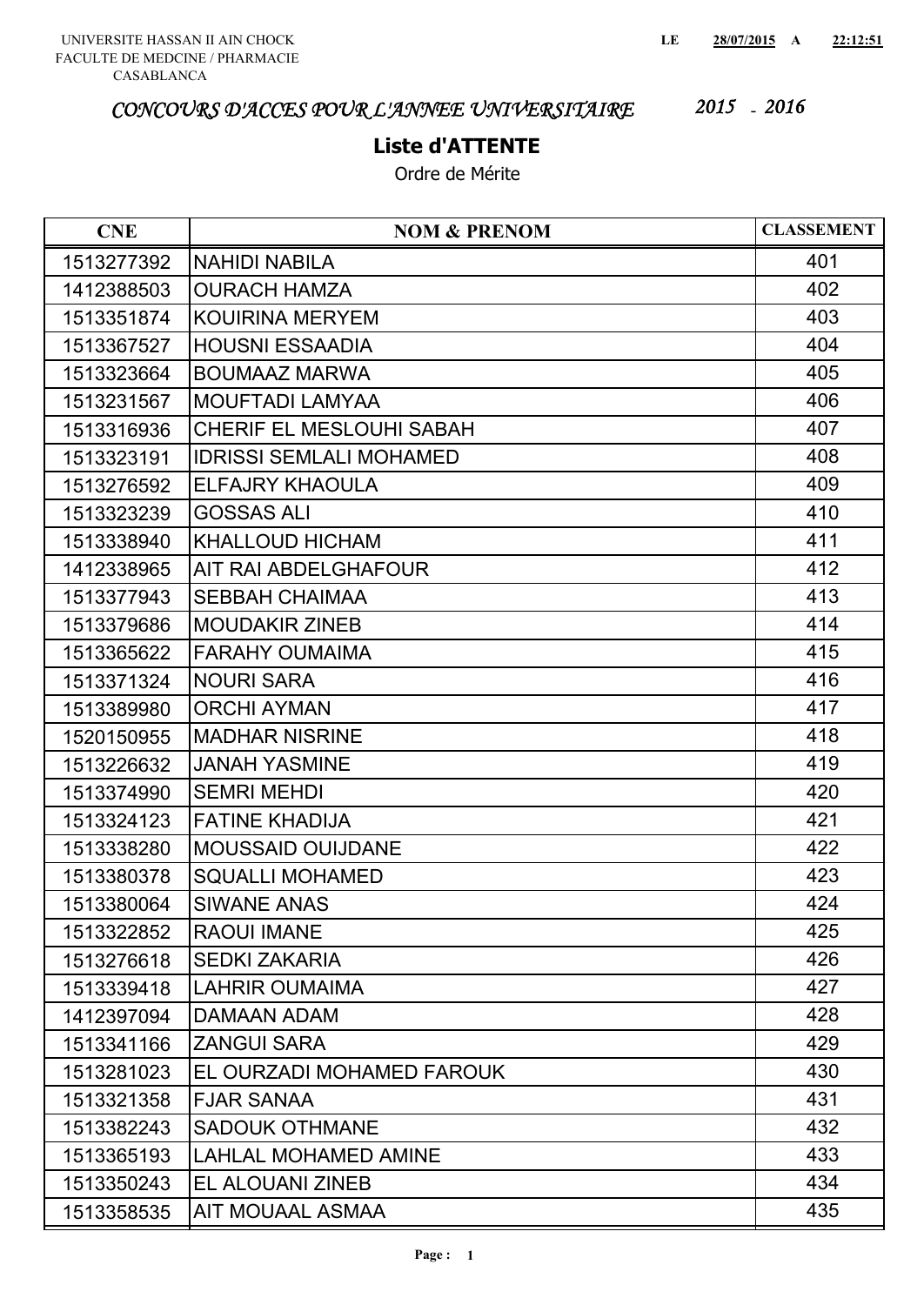UNIVERSITE HASSAN II AIN CHOCK
FACULTE DE MEDCINE / PHARMACIE
CASABLANCA

LE 28/07/2015 A 22:12:51

*CONCOURS D'ACCES POUR L'ANNEE UNIVERSITAIRE* *2015 - 2016*

## Liste d'ATTENTE

Ordre de Mérite

| CNE | NOM & PRENOM | CLASSEMENT |
|---|---|---|
| 1513277392 | NAHIDI NABILA | 401 |
| 1412388503 | OURACH HAMZA | 402 |
| 1513351874 | KOUIRINA MERYEM | 403 |
| 1513367527 | HOUSNI ESSAADIA | 404 |
| 1513323664 | BOUMAAZ MARWA | 405 |
| 1513231567 | MOUFTADI LAMYAA | 406 |
| 1513316936 | CHERIF EL MESLOUHI SABAH | 407 |
| 1513323191 | IDRISSI SEMLALI MOHAMED | 408 |
| 1513276592 | ELFAJRY KHAOULA | 409 |
| 1513323239 | GOSSAS ALI | 410 |
| 1513338940 | KHALLOUD HICHAM | 411 |
| 1412338965 | AIT RAI ABDELGHAFOUR | 412 |
| 1513377943 | SEBBAH CHAIMAA | 413 |
| 1513379686 | MOUDAKIR ZINEB | 414 |
| 1513365622 | FARAHY OUMAIMA | 415 |
| 1513371324 | NOURI SARA | 416 |
| 1513389980 | ORCHI AYMAN | 417 |
| 1520150955 | MADHAR NISRINE | 418 |
| 1513226632 | JANAH YASMINE | 419 |
| 1513374990 | SEMRI MEHDI | 420 |
| 1513324123 | FATINE KHADIJA | 421 |
| 1513338280 | MOUSSAID OUIJDANE | 422 |
| 1513380378 | SQUALLI MOHAMED | 423 |
| 1513380064 | SIWANE ANAS | 424 |
| 1513322852 | RAOUI IMANE | 425 |
| 1513276618 | SEDKI ZAKARIA | 426 |
| 1513339418 | LAHRIR OUMAIMA | 427 |
| 1412397094 | DAMAAN ADAM | 428 |
| 1513341166 | ZANGUI SARA | 429 |
| 1513281023 | EL OURZADI MOHAMED FAROUK | 430 |
| 1513321358 | FJAR SANAA | 431 |
| 1513382243 | SADOUK OTHMANE | 432 |
| 1513365193 | LAHLAL MOHAMED AMINE | 433 |
| 1513350243 | EL ALOUANI ZINEB | 434 |
| 1513358535 | AIT MOUAAL ASMAA | 435 |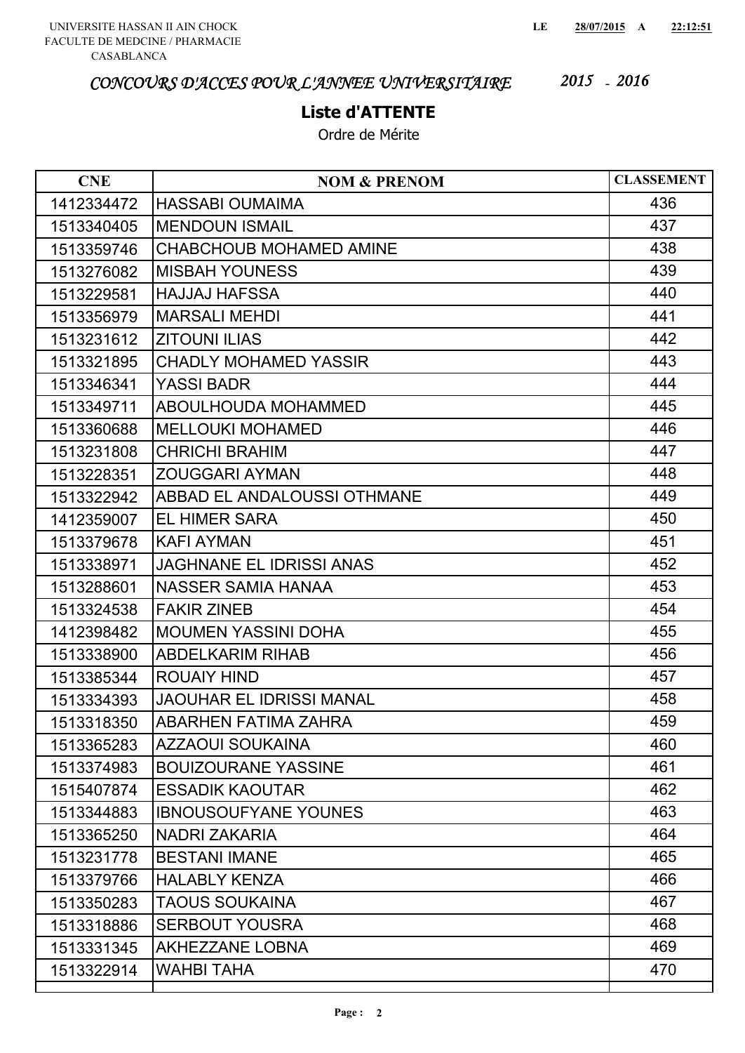UNIVERSITE HASSAN II AIN CHOCK
FACULTE DE MEDCINE / PHARMACIE
CASABLANCA

LE 28/07/2015 A 22:12:51

# CONCOURS D'ACCES POUR L'ANNEE UNIVERSITAIRE 2015 - 2016

## Liste d'ATTENTE

Ordre de Mérite

| CNE | NOM & PRENOM | CLASSEMENT |
|---|---|---|
| 1412334472 | HASSABI OUMAIMA | 436 |
| 1513340405 | MENDOUN ISMAIL | 437 |
| 1513359746 | CHABCHOUB MOHAMED AMINE | 438 |
| 1513276082 | MISBAH YOUNESS | 439 |
| 1513229581 | HAJJAJ HAFSSA | 440 |
| 1513356979 | MARSALI MEHDI | 441 |
| 1513231612 | ZITOUNI ILIAS | 442 |
| 1513321895 | CHADLY MOHAMED YASSIR | 443 |
| 1513346341 | YASSI BADR | 444 |
| 1513349711 | ABOULHOUDA MOHAMMED | 445 |
| 1513360688 | MELLOUKI MOHAMED | 446 |
| 1513231808 | CHRICHI BRAHIM | 447 |
| 1513228351 | ZOUGGARI AYMAN | 448 |
| 1513322942 | ABBAD EL ANDALOUSSI OTHMANE | 449 |
| 1412359007 | EL HIMER SARA | 450 |
| 1513379678 | KAFI AYMAN | 451 |
| 1513338971 | JAGHNANE EL IDRISSI ANAS | 452 |
| 1513288601 | NASSER SAMIA HANAA | 453 |
| 1513324538 | FAKIR ZINEB | 454 |
| 1412398482 | MOUMEN YASSINI DOHA | 455 |
| 1513338900 | ABDELKARIM RIHAB | 456 |
| 1513385344 | ROUAIY HIND | 457 |
| 1513334393 | JAOUHAR EL IDRISSI MANAL | 458 |
| 1513318350 | ABARHEN FATIMA ZAHRA | 459 |
| 1513365283 | AZZAOUI SOUKAINA | 460 |
| 1513374983 | BOUIZOURANE YASSINE | 461 |
| 1515407874 | ESSADIK KAOUTAR | 462 |
| 1513344883 | IBNOUSOUFYANE YOUNES | 463 |
| 1513365250 | NADRI ZAKARIA | 464 |
| 1513231778 | BESTANI IMANE | 465 |
| 1513379766 | HALABLY KENZA | 466 |
| 1513350283 | TAOUS SOUKAINA | 467 |
| 1513318886 | SERBOUT YOUSRA | 468 |
| 1513331345 | AKHEZZANE LOBNA | 469 |
| 1513322914 | WAHBI TAHA | 470 |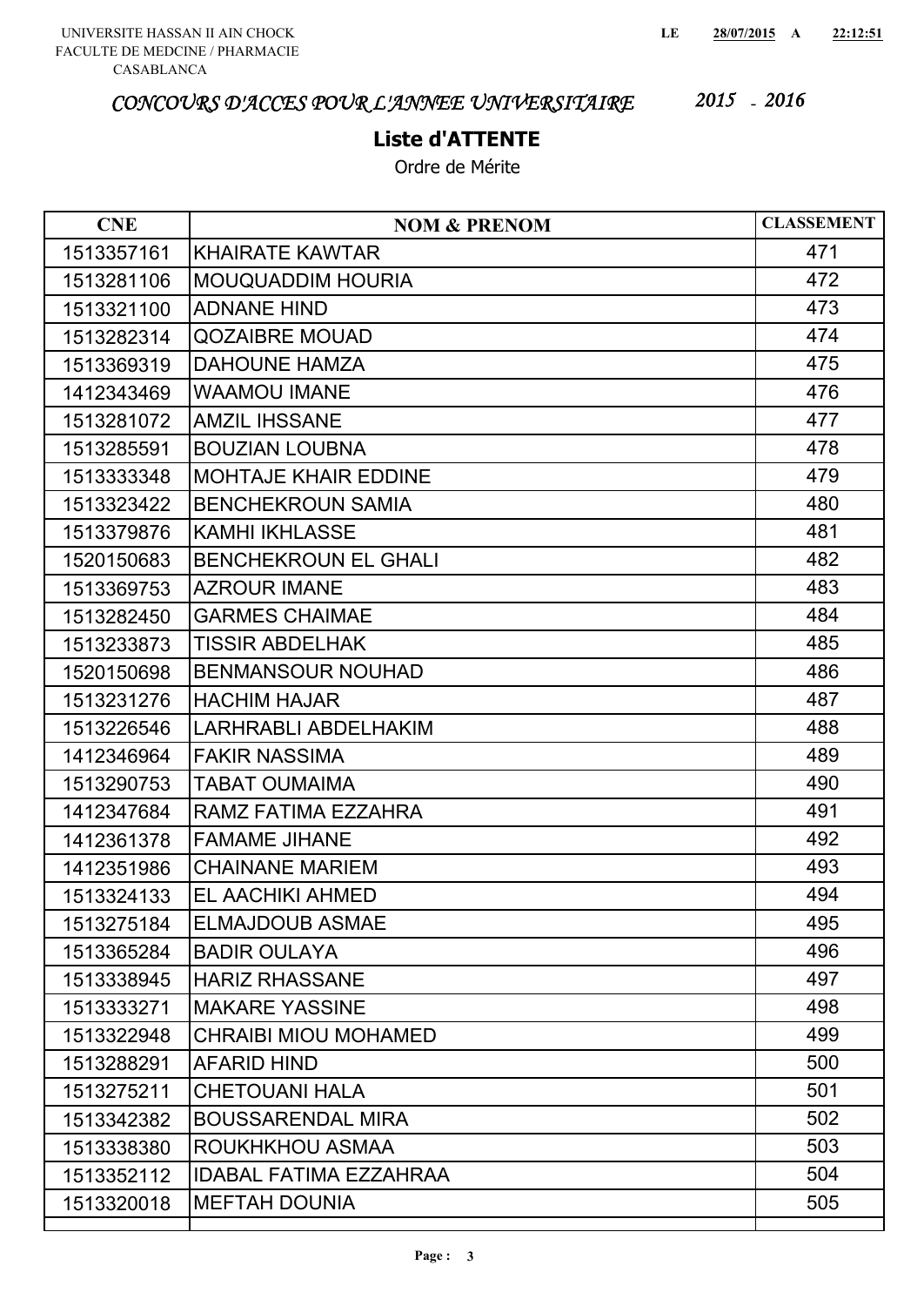UNIVERSITE HASSAN II AIN CHOCK
FACULTE DE MEDCINE / PHARMACIE
CASABLANCA

**LE 28/07/2015 A 22:12:51**

*CONCOURS D'ACCES POUR L'ANNEE UNIVERSITAIRE 2015 - 2016*

## Liste d'ATTENTE

Ordre de Mérite

| CNE | NOM & PRENOM | CLASSEMENT |
|---|---|---|
| 1513357161 | KHAIRATE KAWTAR | 471 |
| 1513281106 | MOUQUADDIM HOURIA | 472 |
| 1513321100 | ADNANE HIND | 473 |
| 1513282314 | QOZAIBRE MOUAD | 474 |
| 1513369319 | DAHOUNE HAMZA | 475 |
| 1412343469 | WAAMOU IMANE | 476 |
| 1513281072 | AMZIL IHSSANE | 477 |
| 1513285591 | BOUZIAN LOUBNA | 478 |
| 1513333348 | MOHTAJE KHAIR EDDINE | 479 |
| 1513323422 | BENCHEKROUN SAMIA | 480 |
| 1513379876 | KAMHI IKHLASSE | 481 |
| 1520150683 | BENCHEKROUN EL GHALI | 482 |
| 1513369753 | AZROUR IMANE | 483 |
| 1513282450 | GARMES CHAIMAE | 484 |
| 1513233873 | TISSIR ABDELHAK | 485 |
| 1520150698 | BENMANSOUR NOUHAD | 486 |
| 1513231276 | HACHIM HAJAR | 487 |
| 1513226546 | LARHRABLI ABDELHAKIM | 488 |
| 1412346964 | FAKIR NASSIMA | 489 |
| 1513290753 | TABAT OUMAIMA | 490 |
| 1412347684 | RAMZ FATIMA EZZAHRA | 491 |
| 1412361378 | FAMAME JIHANE | 492 |
| 1412351986 | CHAINANE MARIEM | 493 |
| 1513324133 | EL AACHIKI AHMED | 494 |
| 1513275184 | ELMAJDOUB ASMAE | 495 |
| 1513365284 | BADIR OULAYA | 496 |
| 1513338945 | HARIZ RHASSANE | 497 |
| 1513333271 | MAKARE YASSINE | 498 |
| 1513322948 | CHRAIBI MIOU MOHAMED | 499 |
| 1513288291 | AFARID HIND | 500 |
| 1513275211 | CHETOUANI HALA | 501 |
| 1513342382 | BOUSSARENDAL MIRA | 502 |
| 1513338380 | ROUKHKHOU ASMAA | 503 |
| 1513352112 | IDABAL FATIMA EZZAHRAA | 504 |
| 1513320018 | MEFTAH DOUNIA | 505 |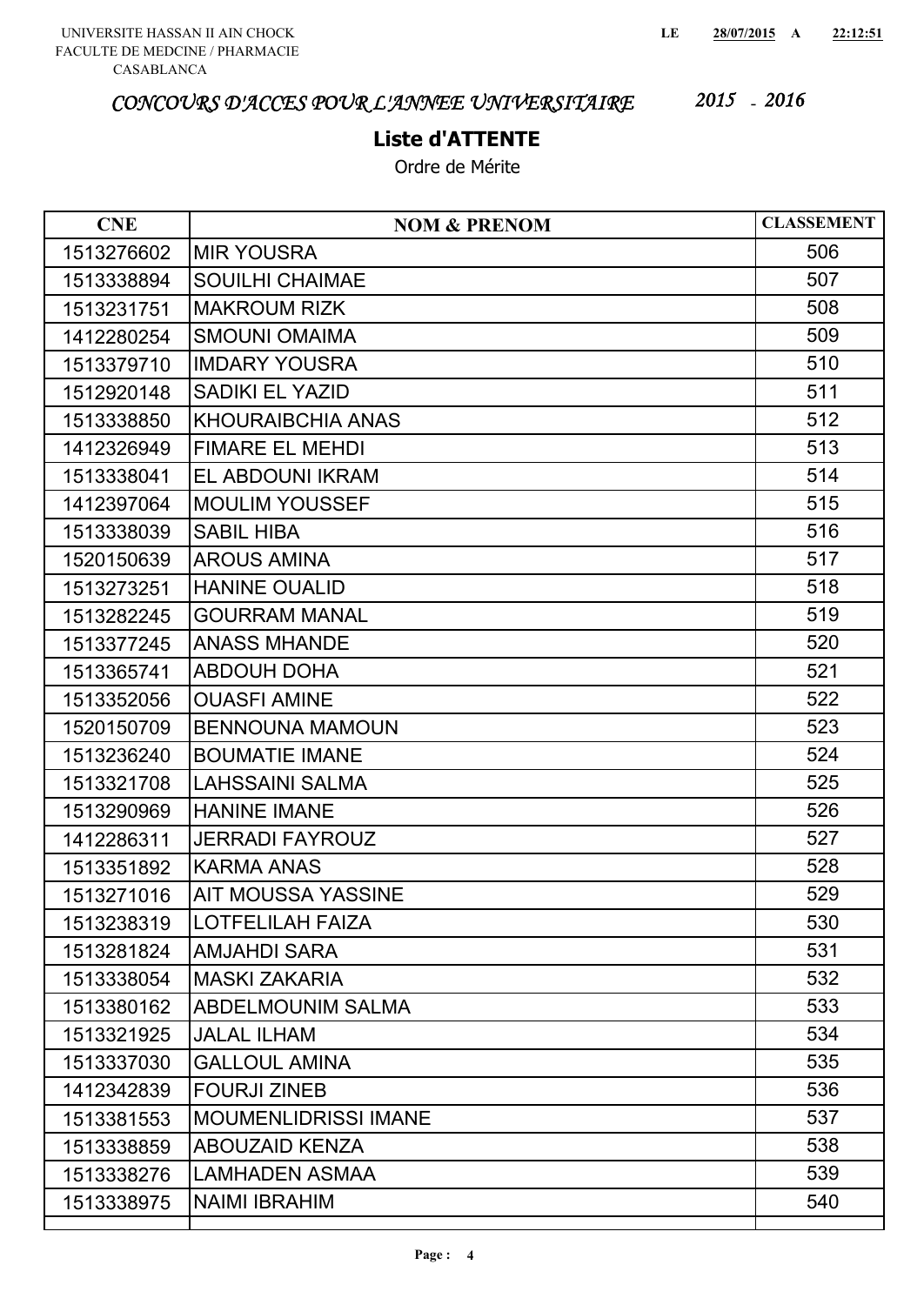UNIVERSITE HASSAN II AIN CHOCK
FACULTE DE MEDCINE / PHARMACIE
CASABLANCA

LE 28/07/2015 A 22:12:51

## *CONCOURS D'ACCES POUR L'ANNEE UNIVERSITAIRE 2015 - 2016*

### Liste d'ATTENTE

Ordre de Mérite

| CNE | NOM & PRENOM | CLASSEMENT |
|---|---|---|
| 1513276602 | MIR YOUSRA | 506 |
| 1513338894 | SOUILHI CHAIMAE | 507 |
| 1513231751 | MAKROUM RIZK | 508 |
| 1412280254 | SMOUNI OMAIMA | 509 |
| 1513379710 | IMDARY YOUSRA | 510 |
| 1512920148 | SADIKI EL YAZID | 511 |
| 1513338850 | KHOURAIBCHIA ANAS | 512 |
| 1412326949 | FIMARE EL MEHDI | 513 |
| 1513338041 | EL ABDOUNI IKRAM | 514 |
| 1412397064 | MOULIM YOUSSEF | 515 |
| 1513338039 | SABIL HIBA | 516 |
| 1520150639 | AROUS AMINA | 517 |
| 1513273251 | HANINE OUALID | 518 |
| 1513282245 | GOURRAM MANAL | 519 |
| 1513377245 | ANASS MHANDE | 520 |
| 1513365741 | ABDOUH DOHA | 521 |
| 1513352056 | OUASFI AMINE | 522 |
| 1520150709 | BENNOUNA MAMOUN | 523 |
| 1513236240 | BOUMATIE IMANE | 524 |
| 1513321708 | LAHSSAINI SALMA | 525 |
| 1513290969 | HANINE IMANE | 526 |
| 1412286311 | JERRADI FAYROUZ | 527 |
| 1513351892 | KARMA ANAS | 528 |
| 1513271016 | AIT MOUSSA YASSINE | 529 |
| 1513238319 | LOTFELILAH FAIZA | 530 |
| 1513281824 | AMJAHDI SARA | 531 |
| 1513338054 | MASKI ZAKARIA | 532 |
| 1513380162 | ABDELMOUNIM SALMA | 533 |
| 1513321925 | JALAL ILHAM | 534 |
| 1513337030 | GALLOUL AMINA | 535 |
| 1412342839 | FOURJI ZINEB | 536 |
| 1513381553 | MOUMENLIDRISSI IMANE | 537 |
| 1513338859 | ABOUZAID KENZA | 538 |
| 1513338276 | LAMHADEN ASMAA | 539 |
| 1513338975 | NAIMI IBRAHIM | 540 |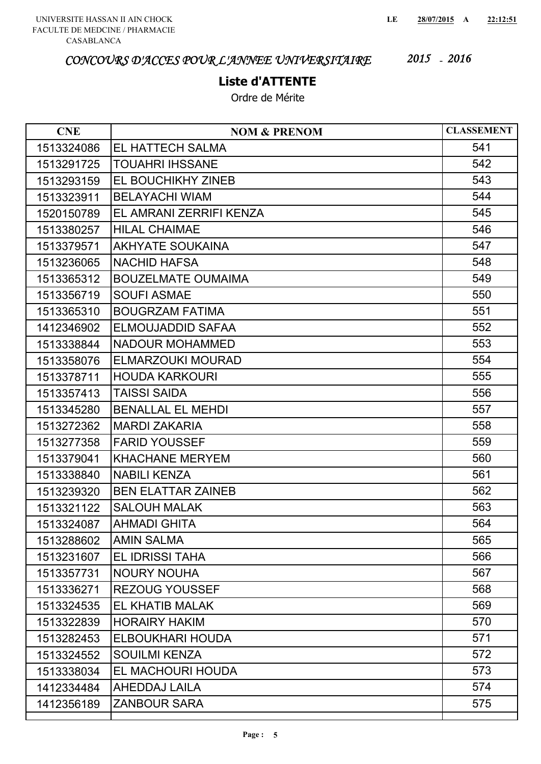UNIVERSITE HASSAN II AIN CHOCK
FACULTE DE MEDCINE / PHARMACIE
CASABLANCA

LE 28/07/2015 A 22:12:51

*CONCOURS D'ACCES POUR L'ANNEE UNIVERSITAIRE 2015 - 2016*

## Liste d'ATTENTE

Ordre de Mérite

| CNE | NOM & PRENOM | CLASSEMENT |
|---|---|---|
| 1513324086 | EL HATTECH SALMA | 541 |
| 1513291725 | TOUAHRI IHSSANE | 542 |
| 1513293159 | EL BOUCHIKHY ZINEB | 543 |
| 1513323911 | BELAYACHI WIAM | 544 |
| 1520150789 | EL AMRANI ZERRIFI KENZA | 545 |
| 1513380257 | HILAL CHAIMAE | 546 |
| 1513379571 | AKHYATE SOUKAINA | 547 |
| 1513236065 | NACHID HAFSA | 548 |
| 1513365312 | BOUZELMATE OUMAIMA | 549 |
| 1513356719 | SOUFI ASMAE | 550 |
| 1513365310 | BOUGRZAM FATIMA | 551 |
| 1412346902 | ELMOUJADDID SAFAA | 552 |
| 1513338844 | NADOUR MOHAMMED | 553 |
| 1513358076 | ELMARZOUKI MOURAD | 554 |
| 1513378711 | HOUDA KARKOURI | 555 |
| 1513357413 | TAISSI SAIDA | 556 |
| 1513345280 | BENALLAL EL MEHDI | 557 |
| 1513272362 | MARDI ZAKARIA | 558 |
| 1513277358 | FARID YOUSSEF | 559 |
| 1513379041 | KHACHANE MERYEM | 560 |
| 1513338840 | NABILI KENZA | 561 |
| 1513239320 | BEN ELATTAR ZAINEB | 562 |
| 1513321122 | SALOUH MALAK | 563 |
| 1513324087 | AHMADI GHITA | 564 |
| 1513288602 | AMIN SALMA | 565 |
| 1513231607 | EL IDRISSI TAHA | 566 |
| 1513357731 | NOURY NOUHA | 567 |
| 1513336271 | REZOUG YOUSSEF | 568 |
| 1513324535 | EL KHATIB MALAK | 569 |
| 1513322839 | HORAIRY HAKIM | 570 |
| 1513282453 | ELBOUKHARI HOUDA | 571 |
| 1513324552 | SOUILMI KENZA | 572 |
| 1513338034 | EL MACHOURI HOUDA | 573 |
| 1412334484 | AHEDDAJ LAILA | 574 |
| 1412356189 | ZANBOUR SARA | 575 |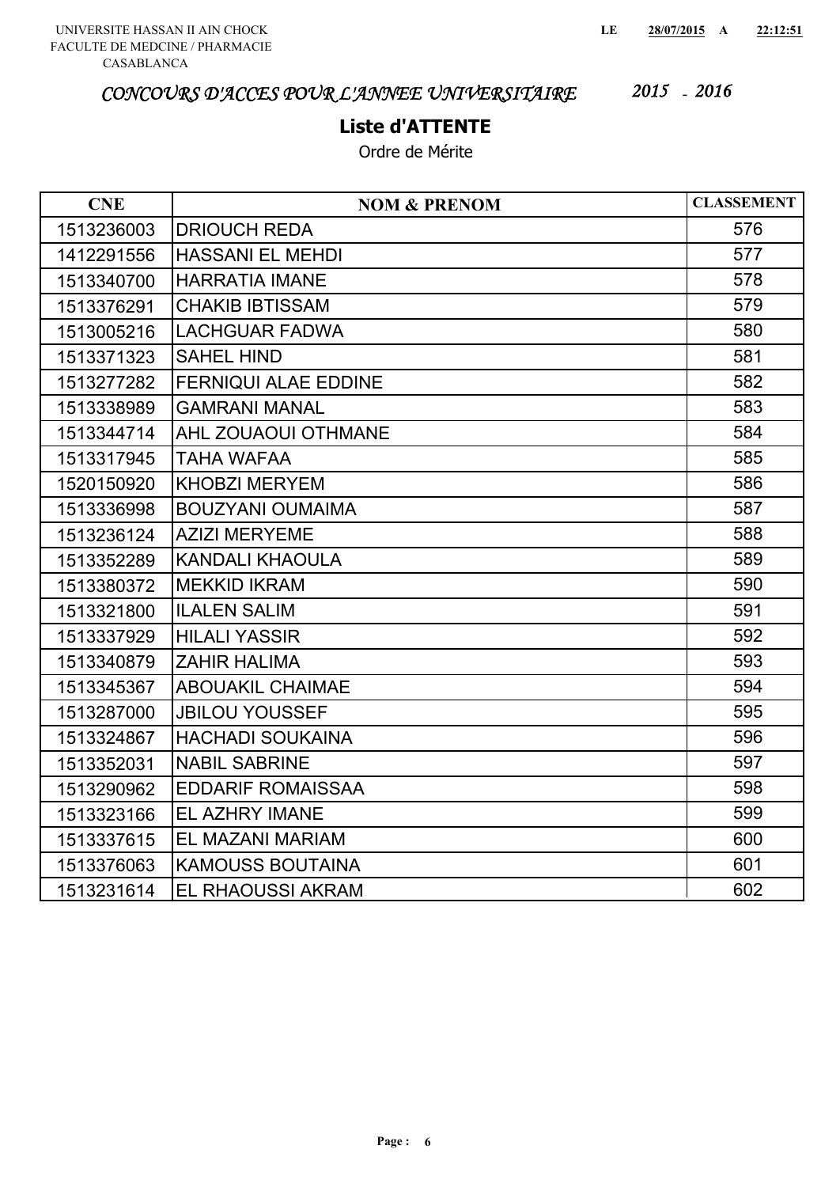UNIVERSITE HASSAN II AIN CHOCK
FACULTE DE MEDCINE / PHARMACIE
CASABLANCA

LE 28/07/2015 A 22:12:51

*CONCOURS D'ACCES POUR L'ANNEE UNIVERSITAIRE 2015 - 2016*

## Liste d'ATTENTE

Ordre de Mérite

| CNE | NOM & PRENOM | CLASSEMENT |
|---|---|---|
| 1513236003 | DRIOUCH REDA | 576 |
| 1412291556 | HASSANI EL MEHDI | 577 |
| 1513340700 | HARRATIA IMANE | 578 |
| 1513376291 | CHAKIB IBTISSAM | 579 |
| 1513005216 | LACHGUAR FADWA | 580 |
| 1513371323 | SAHEL HIND | 581 |
| 1513277282 | FERNIQUI ALAE EDDINE | 582 |
| 1513338989 | GAMRANI MANAL | 583 |
| 1513344714 | AHL ZOUAOUI OTHMANE | 584 |
| 1513317945 | TAHA WAFAA | 585 |
| 1520150920 | KHOBZI MERYEM | 586 |
| 1513336998 | BOUZYANI OUMAIMA | 587 |
| 1513236124 | AZIZI MERYEME | 588 |
| 1513352289 | KANDALI KHAOULA | 589 |
| 1513380372 | MEKKID IKRAM | 590 |
| 1513321800 | ILALEN SALIM | 591 |
| 1513337929 | HILALI YASSIR | 592 |
| 1513340879 | ZAHIR HALIMA | 593 |
| 1513345367 | ABOUAKIL CHAIMAE | 594 |
| 1513287000 | JBILOU YOUSSEF | 595 |
| 1513324867 | HACHADI SOUKAINA | 596 |
| 1513352031 | NABIL SABRINE | 597 |
| 1513290962 | EDDARIF ROMAISSAA | 598 |
| 1513323166 | EL AZHRY IMANE | 599 |
| 1513337615 | EL MAZANI MARIAM | 600 |
| 1513376063 | KAMOUSS BOUTAINA | 601 |
| 1513231614 | EL RHAOUSSI AKRAM | 602 |